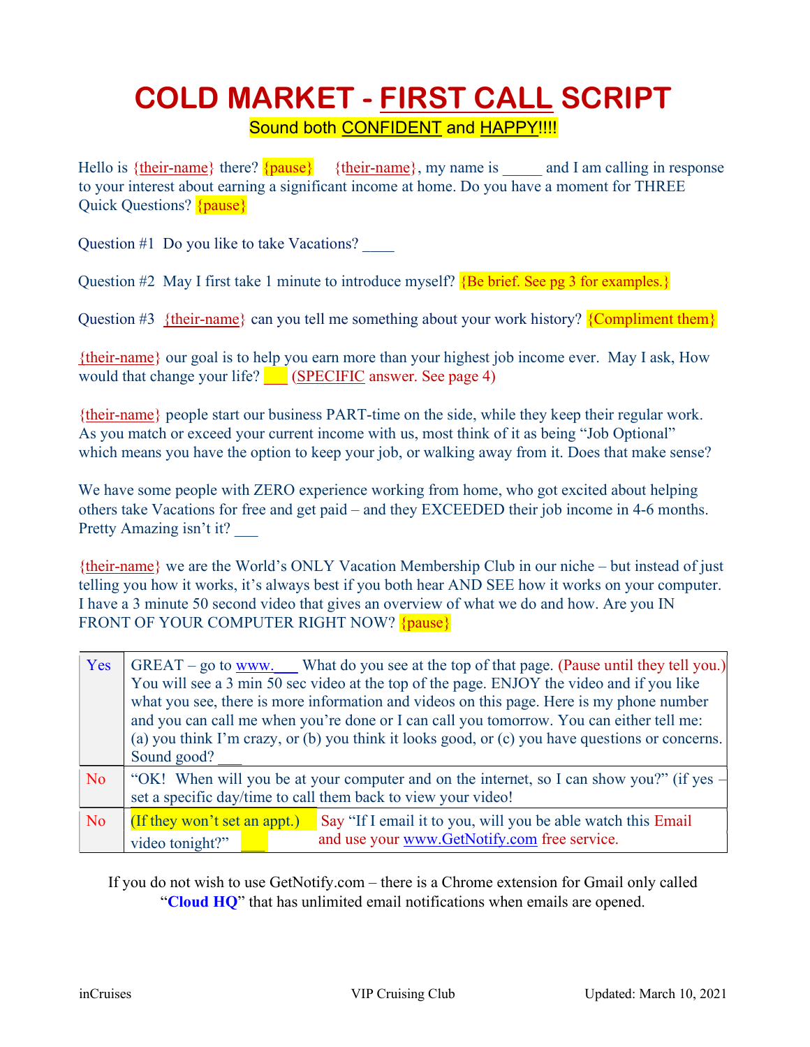# COLD MARKET - FIRST CALL SCRIPT

Sound both CONFIDENT and HAPPY!!!!

Hello is {their-name} there? {pause}  {their-name}, my name is _____ and I am calling in response to your interest about earning a significant income at home. Do you have a moment for THREE Quick Questions? {pause}

Question #1  Do you like to take Vacations? ____

Question #2  May I first take 1 minute to introduce myself? {Be brief. See pg 3 for examples.}

Question #3  {their-name} can you tell me something about your work history? {Compliment them}

{their-name} our goal is to help you earn more than your highest job income ever.  May I ask, How would that change your life? ___ (SPECIFIC answer. See page 4)

{their-name} people start our business PART-time on the side, while they keep their regular work. As you match or exceed your current income with us, most think of it as being "Job Optional" which means you have the option to keep your job, or walking away from it. Does that make sense?

We have some people with ZERO experience working from home, who got excited about helping others take Vacations for free and get paid – and they EXCEEDED their job income in 4-6 months. Pretty Amazing isn't it? ___

{their-name} we are the World's ONLY Vacation Membership Club in our niche – but instead of just telling you how it works, it's always best if you both hear AND SEE how it works on your computer. I have a 3 minute 50 second video that gives an overview of what we do and how. Are you IN FRONT OF YOUR COMPUTER RIGHT NOW? {pause}

| | |
|---|---|
| Yes | GREAT – go to www.___ What do you see at the top of that page. (Pause until they tell you.) You will see a 3 min 50 sec video at the top of the page. ENJOY the video and if you like what you see, there is more information and videos on this page. Here is my phone number and you can call me when you're done or I can call you tomorrow. You can either tell me: (a) you think I'm crazy, or (b) you think it looks good, or (c) you have questions or concerns. Sound good? ___ |
| No | "OK!  When will you be at your computer and on the internet, so I can show you?" (if yes – set a specific day/time to call them back to view your video! |
| No | (If they won't set an appt.) Say "If I email it to you, will you be able watch this video tonight?" ___ Email and use your www.GetNotify.com free service. |

If you do not wish to use GetNotify.com – there is a Chrome extension for Gmail only called "**Cloud HQ**" that has unlimited email notifications when emails are opened.

inCruises   VIP Cruising Club   Updated: March 10, 2021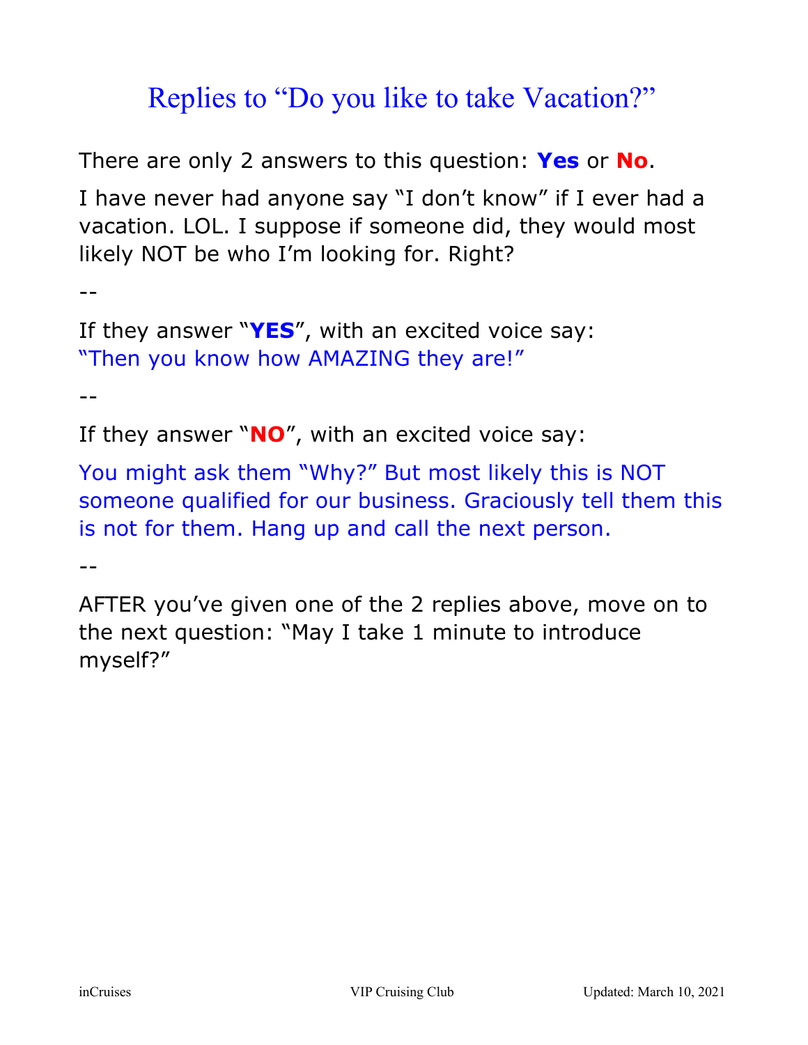# Replies to "Do you like to take Vacation?"

There are only 2 answers to this question: **Yes** or **No**.

I have never had anyone say "I don't know" if I ever had a vacation. LOL. I suppose if someone did, they would most likely NOT be who I'm looking for. Right?

--

If they answer "**YES**", with an excited voice say:
"Then you know how AMAZING they are!"

--

If they answer "**NO**", with an excited voice say:

You might ask them "Why?" But most likely this is NOT someone qualified for our business. Graciously tell them this is not for them. Hang up and call the next person.

--

AFTER you've given one of the 2 replies above, move on to the next question: "May I take 1 minute to introduce myself?"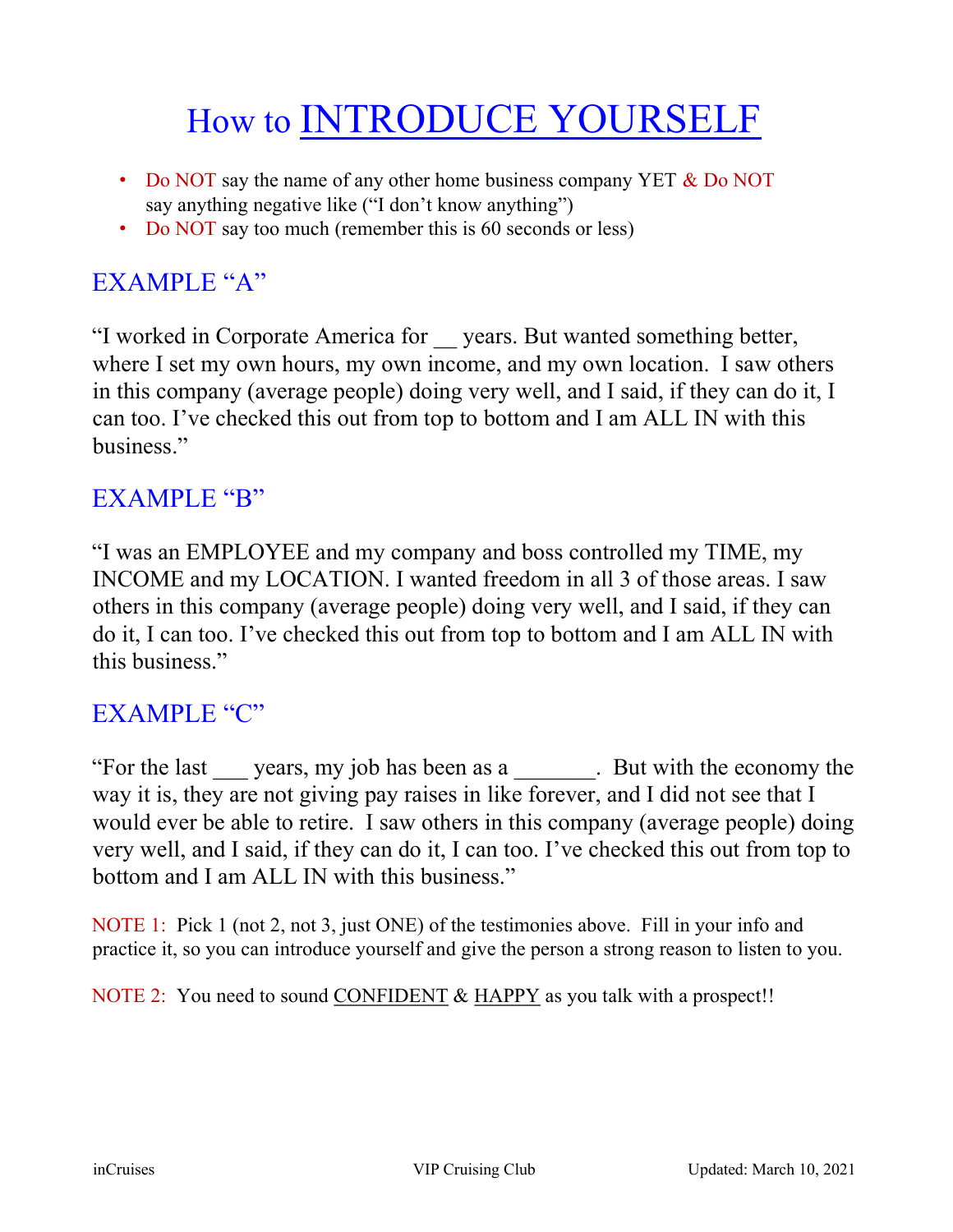# How to INTRODUCE YOURSELF

- Do NOT say the name of any other home business company YET & Do NOT say anything negative like ("I don't know anything")
- Do NOT say too much (remember this is 60 seconds or less)

## EXAMPLE "A"

"I worked in Corporate America for __ years. But wanted something better, where I set my own hours, my own income, and my own location. I saw others in this company (average people) doing very well, and I said, if they can do it, I can too. I've checked this out from top to bottom and I am ALL IN with this business."

## EXAMPLE "B"

"I was an EMPLOYEE and my company and boss controlled my TIME, my INCOME and my LOCATION. I wanted freedom in all 3 of those areas. I saw others in this company (average people) doing very well, and I said, if they can do it, I can too. I've checked this out from top to bottom and I am ALL IN with this business."

## EXAMPLE "C"

"For the last ___ years, my job has been as a _______. But with the economy the way it is, they are not giving pay raises in like forever, and I did not see that I would ever be able to retire. I saw others in this company (average people) doing very well, and I said, if they can do it, I can too. I've checked this out from top to bottom and I am ALL IN with this business."

NOTE 1: Pick 1 (not 2, not 3, just ONE) of the testimonies above. Fill in your info and practice it, so you can introduce yourself and give the person a strong reason to listen to you.

NOTE 2: You need to sound CONFIDENT & HAPPY as you talk with a prospect!!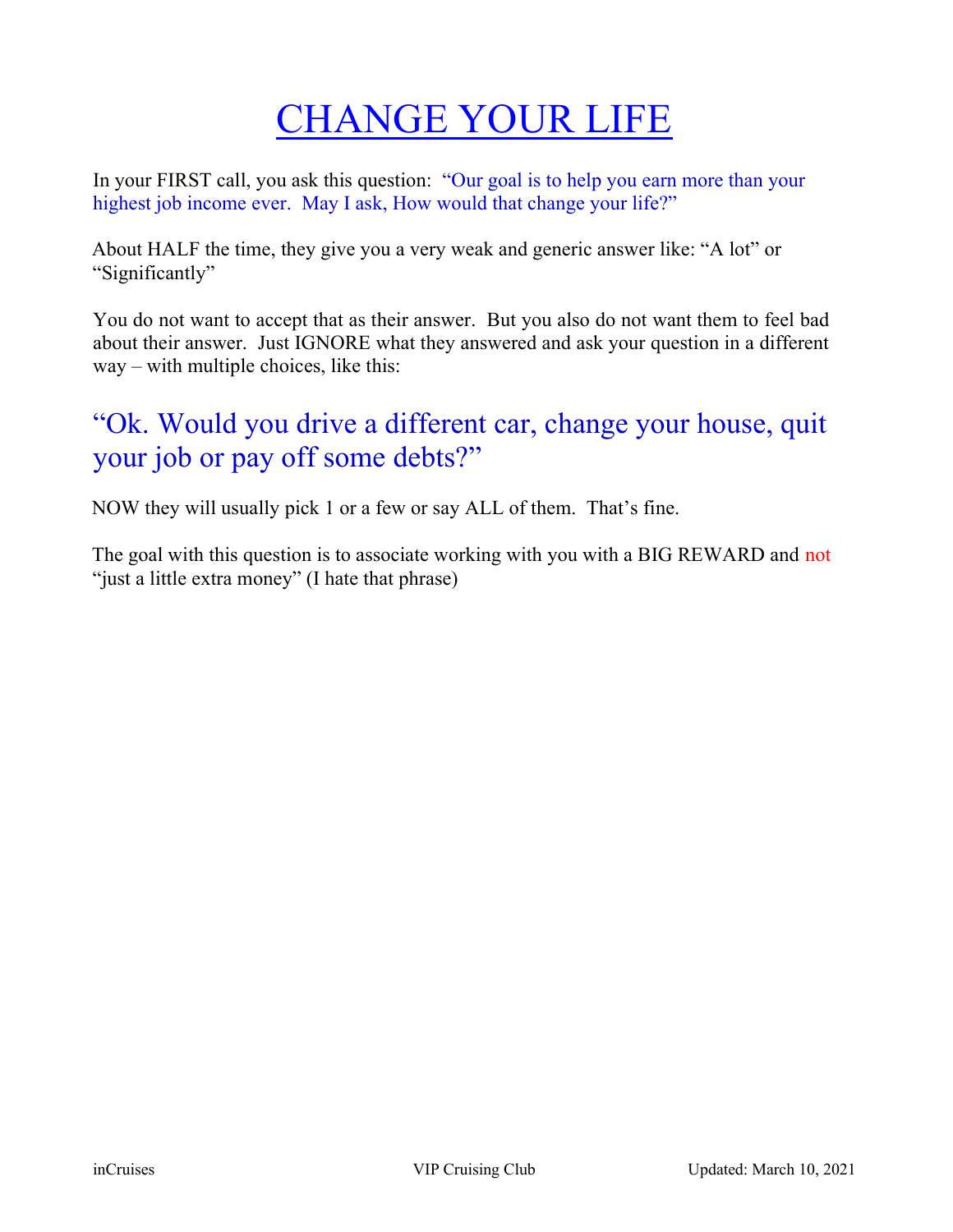# CHANGE YOUR LIFE

In your FIRST call, you ask this question: "Our goal is to help you earn more than your highest job income ever. May I ask, How would that change your life?"

About HALF the time, they give you a very weak and generic answer like: "A lot" or "Significantly"

You do not want to accept that as their answer. But you also do not want them to feel bad about their answer. Just IGNORE what they answered and ask your question in a different way – with multiple choices, like this:

## "Ok. Would you drive a different car, change your house, quit your job or pay off some debts?"

NOW they will usually pick 1 or a few or say ALL of them. That's fine.

The goal with this question is to associate working with you with a BIG REWARD and not "just a little extra money" (I hate that phrase)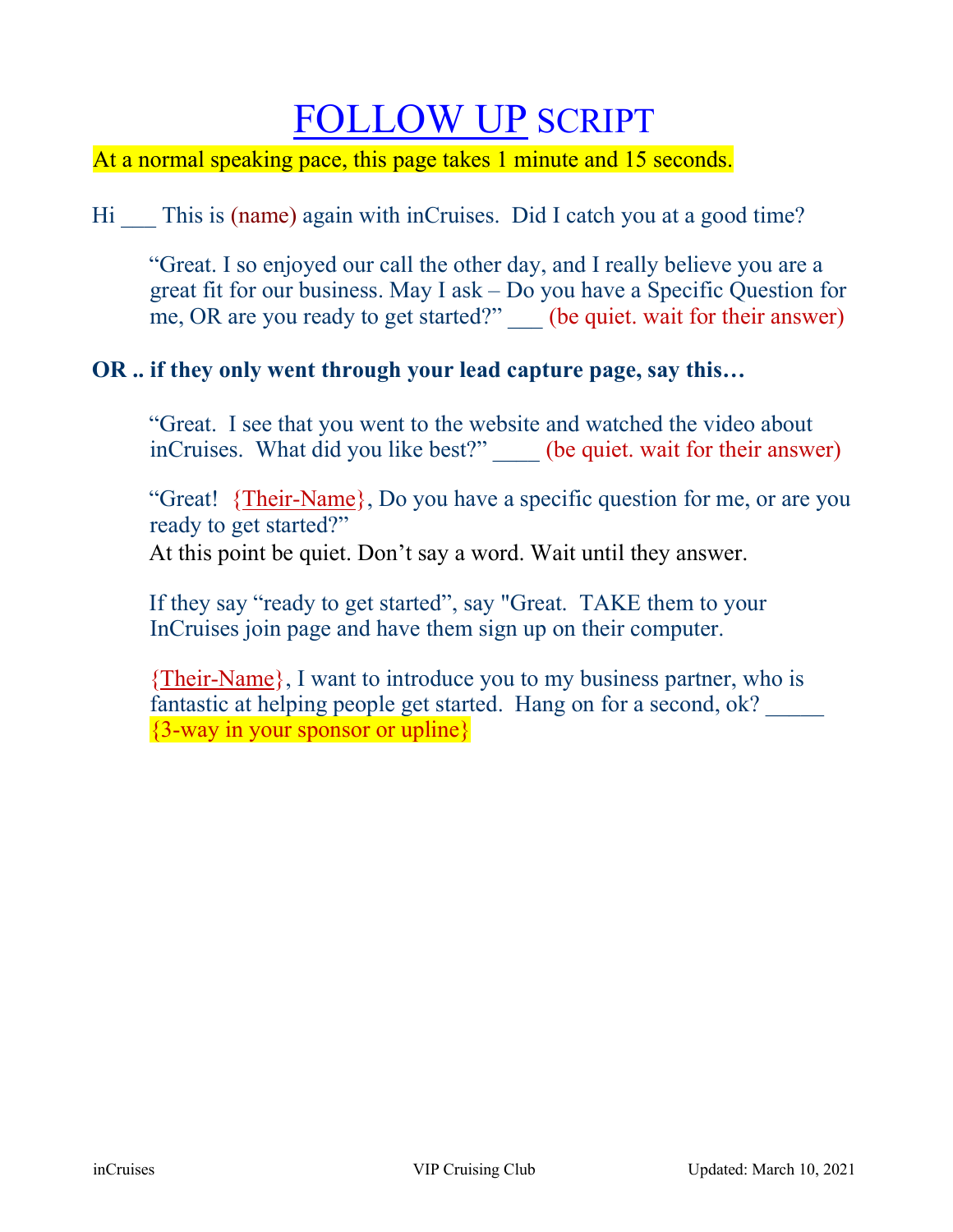# FOLLOW UP SCRIPT

At a normal speaking pace, this page takes 1 minute and 15 seconds.

Hi ___ This is (name) again with inCruises. Did I catch you at a good time?

> "Great. I so enjoyed our call the other day, and I really believe you are a great fit for our business. May I ask – Do you have a Specific Question for me, OR are you ready to get started?" ___ (be quiet. wait for their answer)

**OR .. if they only went through your lead capture page, say this…**

> "Great. I see that you went to the website and watched the video about inCruises. What did you like best?" ____ (be quiet. wait for their answer)
>
> "Great! {Their-Name}, Do you have a specific question for me, or are you ready to get started?"
> At this point be quiet. Don't say a word. Wait until they answer.
>
> If they say "ready to get started", say "Great. TAKE them to your InCruises join page and have them sign up on their computer.
>
> {Their-Name}, I want to introduce you to my business partner, who is fantastic at helping people get started. Hang on for a second, ok? _____ {3-way in your sponsor or upline}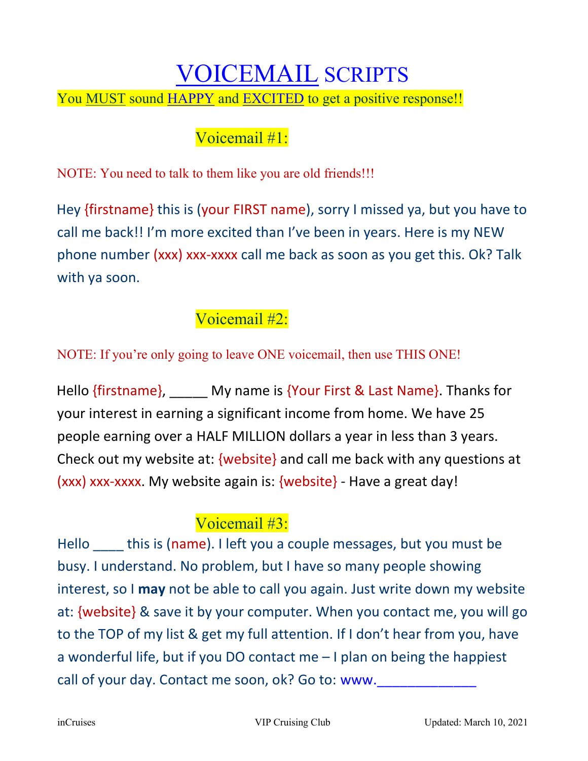# VOICEMAIL SCRIPTS

You MUST sound HAPPY and EXCITED to get a positive response!!

## Voicemail #1:

NOTE: You need to talk to them like you are old friends!!!

Hey {firstname} this is (your FIRST name), sorry I missed ya, but you have to call me back!! I'm more excited than I've been in years. Here is my NEW phone number (xxx) xxx-xxxx call me back as soon as you get this. Ok? Talk with ya soon.

## Voicemail #2:

NOTE: If you're only going to leave ONE voicemail, then use THIS ONE!

Hello {firstname}, _____ My name is {Your First & Last Name}. Thanks for your interest in earning a significant income from home. We have 25 people earning over a HALF MILLION dollars a year in less than 3 years. Check out my website at: {website} and call me back with any questions at (xxx) xxx-xxxx. My website again is: {website} - Have a great day!

## Voicemail #3:

Hello ____ this is (name). I left you a couple messages, but you must be busy. I understand. No problem, but I have so many people showing interest, so I **may** not be able to call you again. Just write down my website at: {website} & save it by your computer. When you contact me, you will go to the TOP of my list & get my full attention. If I don't hear from you, have a wonderful life, but if you DO contact me – I plan on being the happiest call of your day. Contact me soon, ok? Go to: www.____________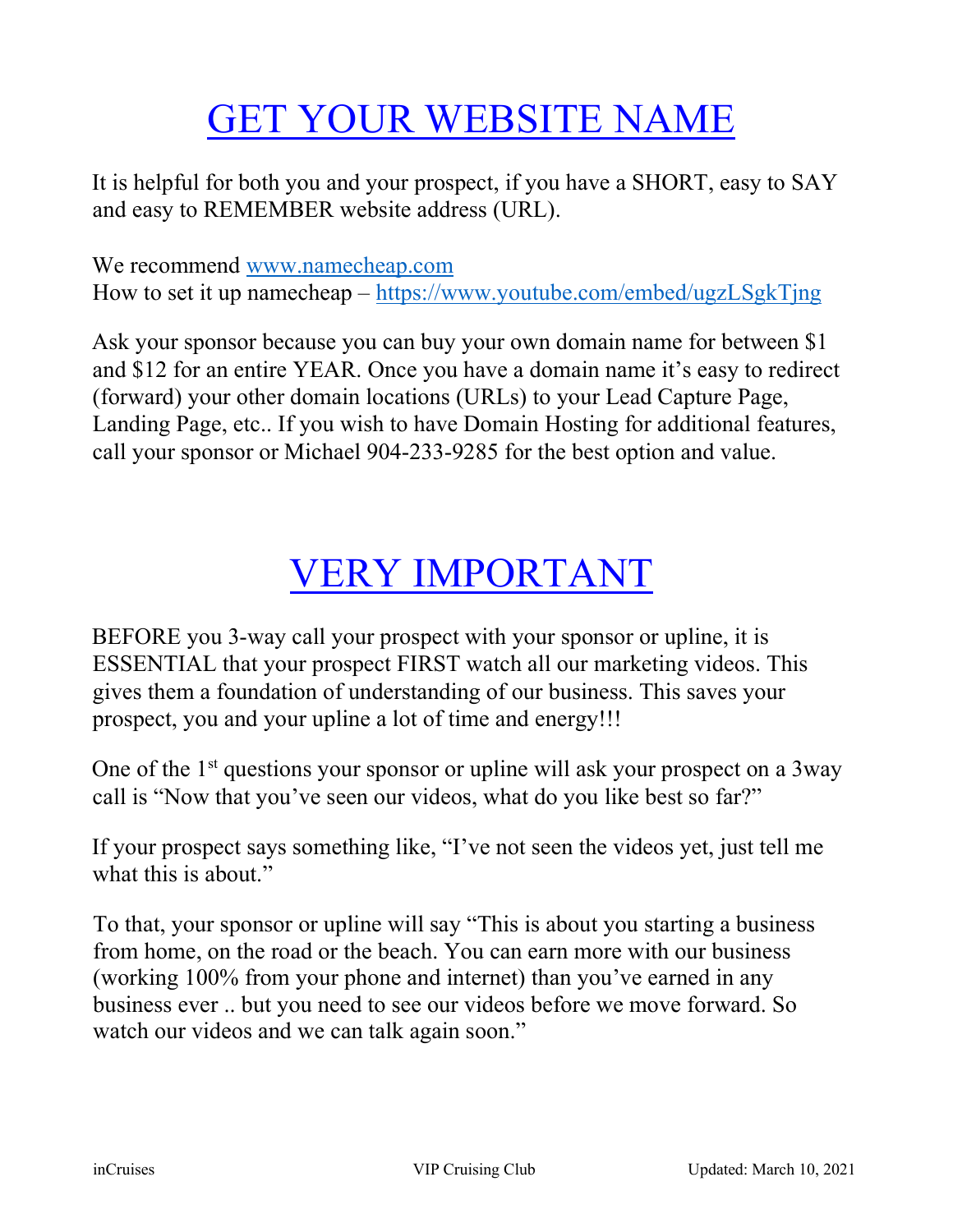# GET YOUR WEBSITE NAME

It is helpful for both you and your prospect, if you have a SHORT, easy to SAY and easy to REMEMBER website address (URL).

We recommend www.namecheap.com
How to set it up namecheap – https://www.youtube.com/embed/ugzLSgkTjng

Ask your sponsor because you can buy your own domain name for between $1 and $12 for an entire YEAR. Once you have a domain name it's easy to redirect (forward) your other domain locations (URLs) to your Lead Capture Page, Landing Page, etc.. If you wish to have Domain Hosting for additional features, call your sponsor or Michael 904-233-9285 for the best option and value.

# VERY IMPORTANT

BEFORE you 3-way call your prospect with your sponsor or upline, it is ESSENTIAL that your prospect FIRST watch all our marketing videos. This gives them a foundation of understanding of our business. This saves your prospect, you and your upline a lot of time and energy!!!

One of the 1st questions your sponsor or upline will ask your prospect on a 3way call is "Now that you've seen our videos, what do you like best so far?"

If your prospect says something like, "I've not seen the videos yet, just tell me what this is about."

To that, your sponsor or upline will say "This is about you starting a business from home, on the road or the beach. You can earn more with our business (working 100% from your phone and internet) than you've earned in any business ever .. but you need to see our videos before we move forward. So watch our videos and we can talk again soon."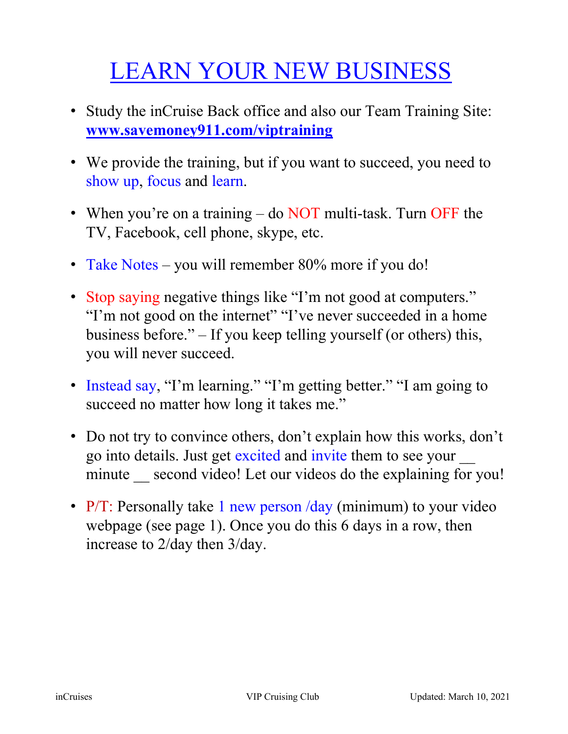# LEARN YOUR NEW BUSINESS

- Study the inCruise Back office and also our Team Training Site: **www.savemoney911.com/viptraining**
- We provide the training, but if you want to succeed, you need to show up, focus and learn.
- When you're on a training – do NOT multi-task. Turn OFF the TV, Facebook, cell phone, skype, etc.
- Take Notes – you will remember 80% more if you do!
- Stop saying negative things like "I'm not good at computers." "I'm not good on the internet" "I've never succeeded in a home business before." – If you keep telling yourself (or others) this, you will never succeed.
- Instead say, "I'm learning." "I'm getting better." "I am going to succeed no matter how long it takes me."
- Do not try to convince others, don't explain how this works, don't go into details. Just get excited and invite them to see your __ minute __ second video! Let our videos do the explaining for you!
- P/T: Personally take 1 new person /day (minimum) to your video webpage (see page 1). Once you do this 6 days in a row, then increase to 2/day then 3/day.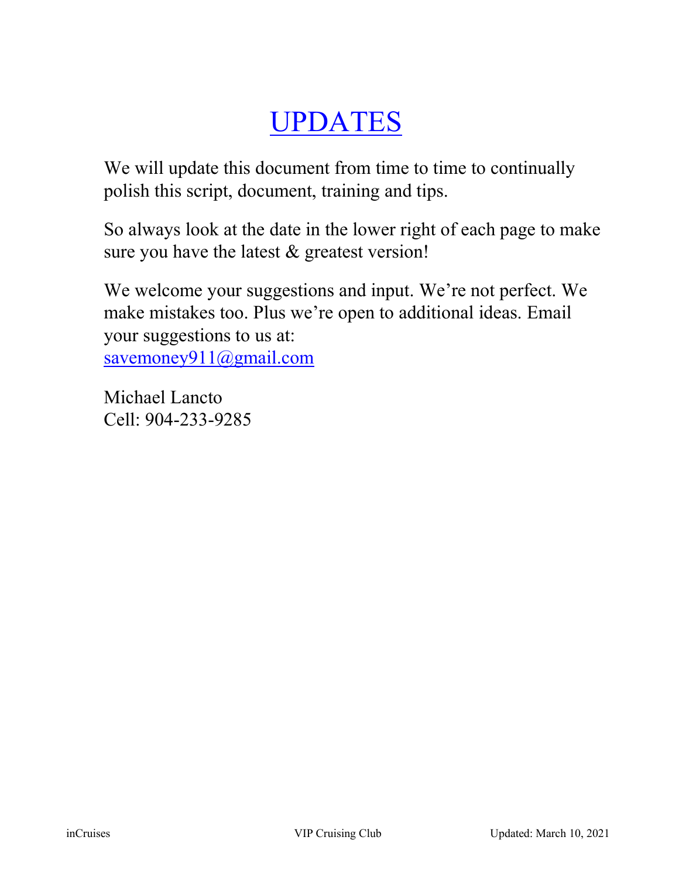# UPDATES

We will update this document from time to time to continually polish this script, document, training and tips.

So always look at the date in the lower right of each page to make sure you have the latest & greatest version!

We welcome your suggestions and input. We're not perfect. We make mistakes too. Plus we're open to additional ideas. Email your suggestions to us at:
savemoney911@gmail.com

Michael Lancto
Cell: 904-233-9285